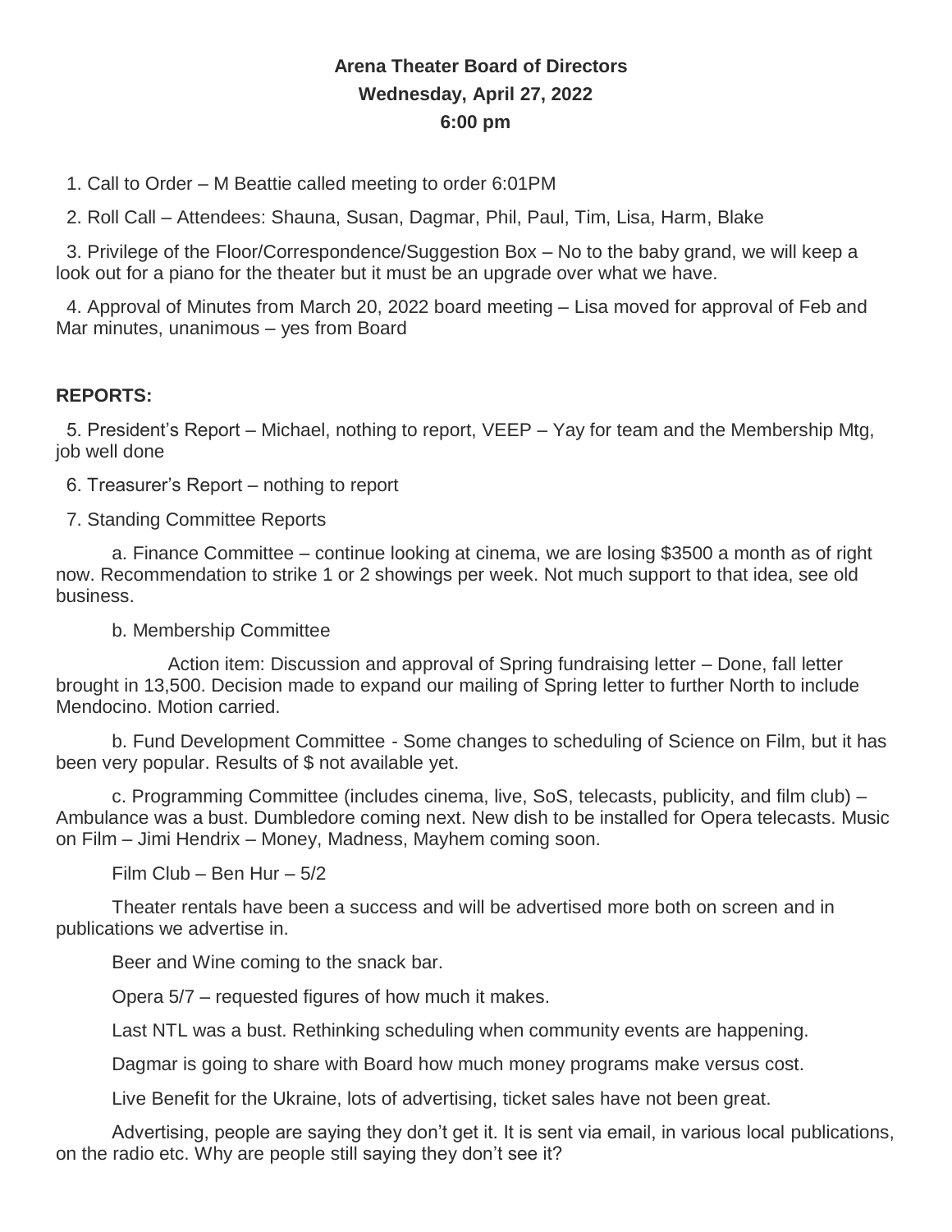**Arena Theater Board of Directors**
**Wednesday, April 27, 2022**
**6:00 pm**

1. Call to Order – M Beattie called meeting to order 6:01PM

2. Roll Call – Attendees: Shauna, Susan, Dagmar, Phil, Paul, Tim, Lisa, Harm, Blake

3. Privilege of the Floor/Correspondence/Suggestion Box – No to the baby grand, we will keep a look out for a piano for the theater but it must be an upgrade over what we have.

4. Approval of Minutes from March 20, 2022 board meeting – Lisa moved for approval of Feb and Mar minutes, unanimous – yes from Board

**REPORTS:**

5. President's Report – Michael, nothing to report, VEEP – Yay for team and the Membership Mtg, job well done

6. Treasurer's Report – nothing to report

7. Standing Committee Reports

  a. Finance Committee – continue looking at cinema, we are losing $3500 a month as of right now. Recommendation to strike 1 or 2 showings per week. Not much support to that idea, see old business.

  b. Membership Committee

    Action item: Discussion and approval of Spring fundraising letter – Done, fall letter brought in 13,500. Decision made to expand our mailing of Spring letter to further North to include Mendocino. Motion carried.

  b. Fund Development Committee - Some changes to scheduling of Science on Film, but it has been very popular. Results of $ not available yet.

  c. Programming Committee (includes cinema, live, SoS, telecasts, publicity, and film club) – Ambulance was a bust. Dumbledore coming next. New dish to be installed for Opera telecasts. Music on Film – Jimi Hendrix – Money, Madness, Mayhem coming soon.

  Film Club – Ben Hur – 5/2

  Theater rentals have been a success and will be advertised more both on screen and in publications we advertise in.

  Beer and Wine coming to the snack bar.

  Opera 5/7 – requested figures of how much it makes.

  Last NTL was a bust. Rethinking scheduling when community events are happening.

  Dagmar is going to share with Board how much money programs make versus cost.

  Live Benefit for the Ukraine, lots of advertising, ticket sales have not been great.

  Advertising, people are saying they don't get it. It is sent via email, in various local publications, on the radio etc. Why are people still saying they don't see it?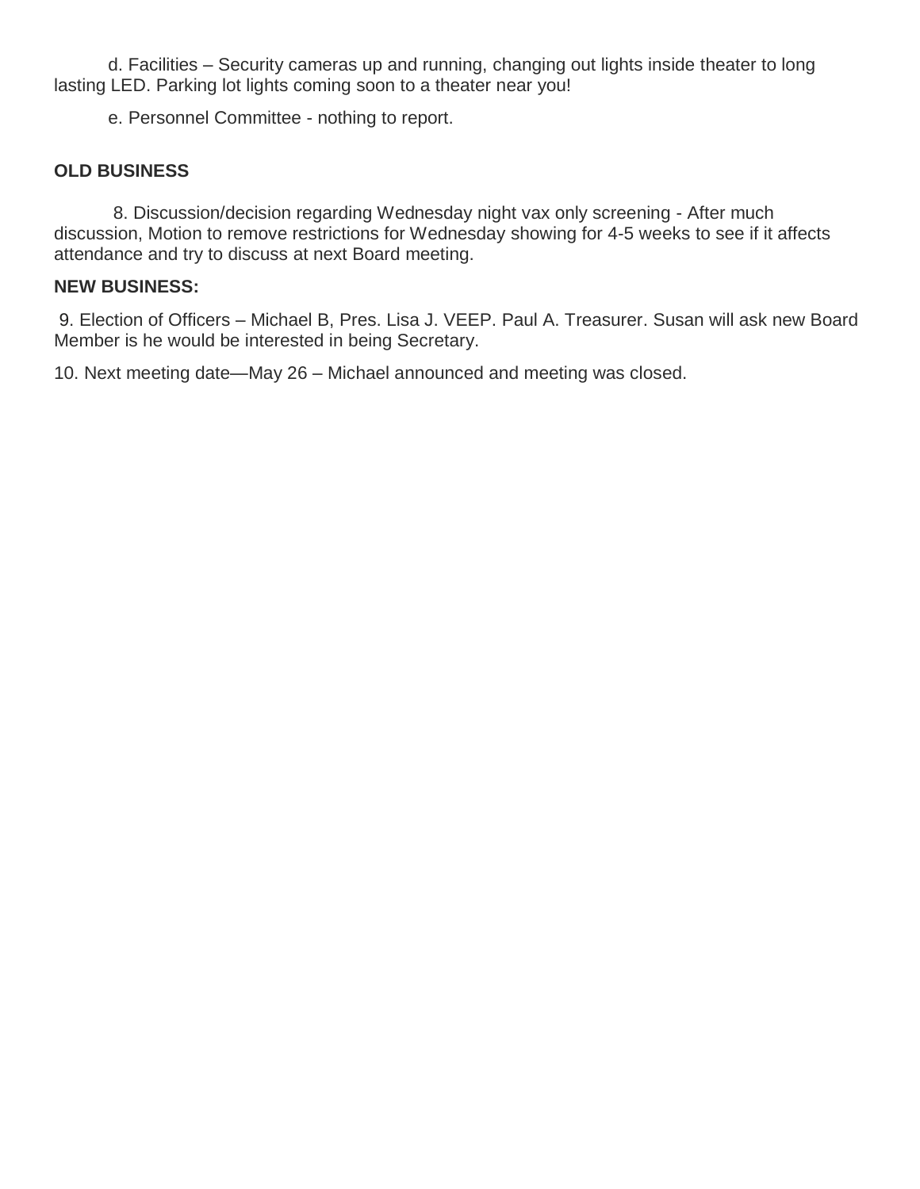d. Facilities – Security cameras up and running, changing out lights inside theater to long lasting LED. Parking lot lights coming soon to a theater near you!

e. Personnel Committee - nothing to report.

**OLD BUSINESS**

8. Discussion/decision regarding Wednesday night vax only screening - After much discussion, Motion to remove restrictions for Wednesday showing for 4-5 weeks to see if it affects attendance and try to discuss at next Board meeting.

**NEW BUSINESS:**

9. Election of Officers – Michael B, Pres. Lisa J. VEEP. Paul A. Treasurer. Susan will ask new Board Member is he would be interested in being Secretary.

10. Next meeting date—May 26 – Michael announced and meeting was closed.